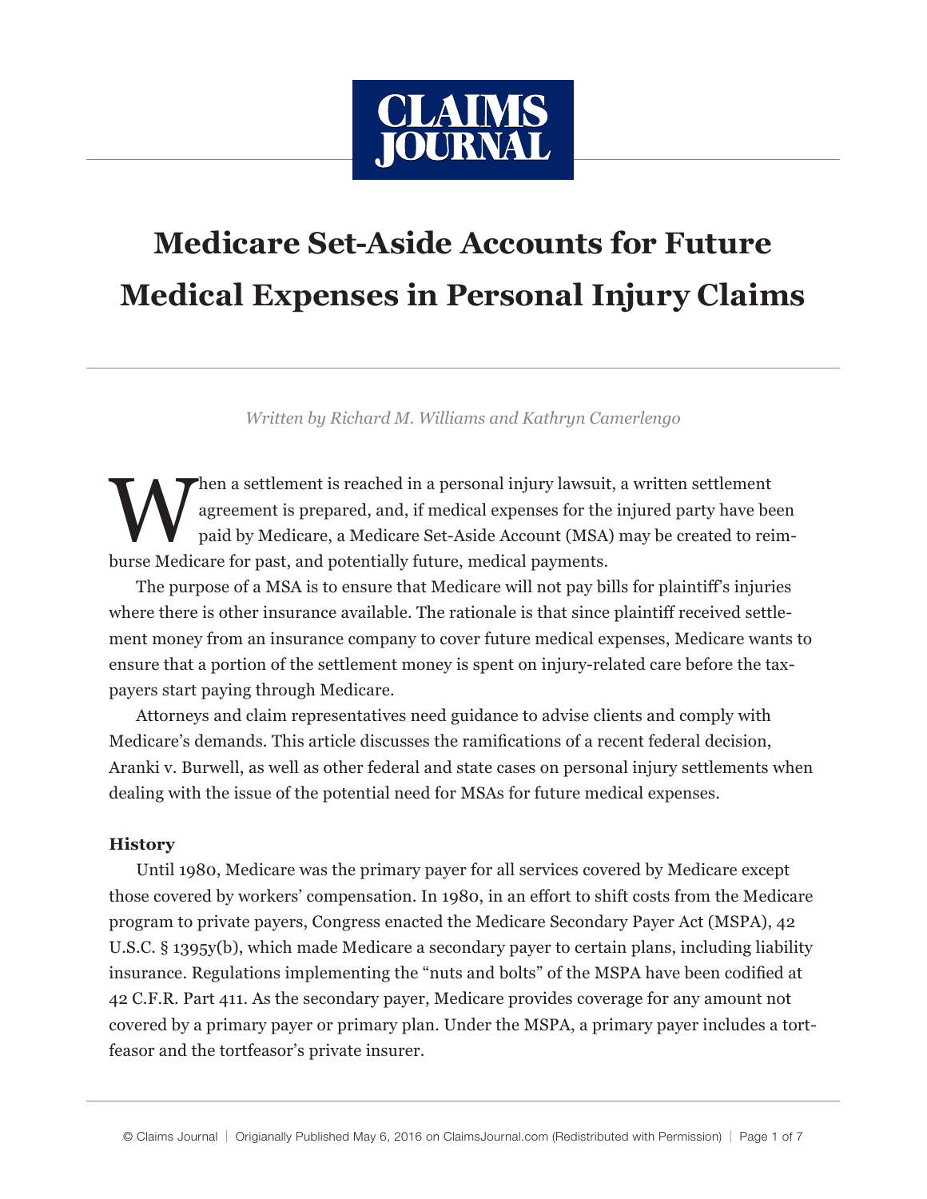# Medicare Set-Aside Accounts for Future Medical Expenses in Personal Injury Claims

*Written by Richard M. Williams and Kathryn Camerlengo*

When a settlement is reached in a personal injury lawsuit, a written settlement agreement is prepared, and, if medical expenses for the injured party have been paid by Medicare, a Medicare Set-Aside Account (MSA) may be created to reimburse Medicare for past, and potentially future, medical payments.

The purpose of a MSA is to ensure that Medicare will not pay bills for plaintiff's injuries where there is other insurance available. The rationale is that since plaintiff received settlement money from an insurance company to cover future medical expenses, Medicare wants to ensure that a portion of the settlement money is spent on injury-related care before the taxpayers start paying through Medicare.

Attorneys and claim representatives need guidance to advise clients and comply with Medicare's demands. This article discusses the ramifications of a recent federal decision, Aranki v. Burwell, as well as other federal and state cases on personal injury settlements when dealing with the issue of the potential need for MSAs for future medical expenses.

**History**

Until 1980, Medicare was the primary payer for all services covered by Medicare except those covered by workers' compensation. In 1980, in an effort to shift costs from the Medicare program to private payers, Congress enacted the Medicare Secondary Payer Act (MSPA), 42 U.S.C. § 1395y(b), which made Medicare a secondary payer to certain plans, including liability insurance. Regulations implementing the "nuts and bolts" of the MSPA have been codified at 42 C.F.R. Part 411. As the secondary payer, Medicare provides coverage for any amount not covered by a primary payer or primary plan. Under the MSPA, a primary payer includes a tortfeasor and the tortfeasor's private insurer.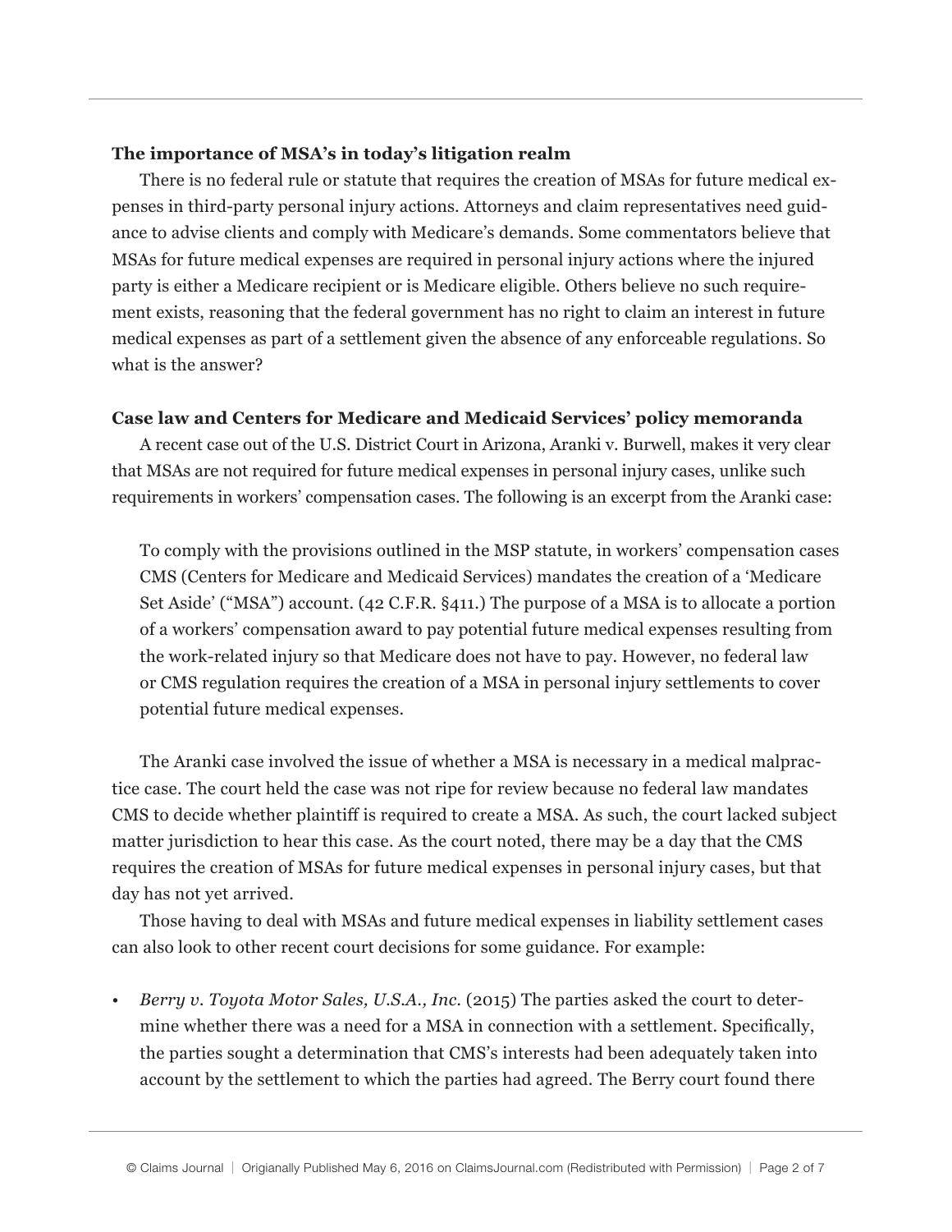**The importance of MSA's in today's litigation realm**

There is no federal rule or statute that requires the creation of MSAs for future medical expenses in third-party personal injury actions. Attorneys and claim representatives need guidance to advise clients and comply with Medicare's demands. Some commentators believe that MSAs for future medical expenses are required in personal injury actions where the injured party is either a Medicare recipient or is Medicare eligible. Others believe no such requirement exists, reasoning that the federal government has no right to claim an interest in future medical expenses as part of a settlement given the absence of any enforceable regulations. So what is the answer?

**Case law and Centers for Medicare and Medicaid Services' policy memoranda**

A recent case out of the U.S. District Court in Arizona, Aranki v. Burwell, makes it very clear that MSAs are not required for future medical expenses in personal injury cases, unlike such requirements in workers' compensation cases. The following is an excerpt from the Aranki case:

> To comply with the provisions outlined in the MSP statute, in workers' compensation cases CMS (Centers for Medicare and Medicaid Services) mandates the creation of a 'Medicare Set Aside' ("MSA") account. (42 C.F.R. §411.) The purpose of a MSA is to allocate a portion of a workers' compensation award to pay potential future medical expenses resulting from the work-related injury so that Medicare does not have to pay. However, no federal law or CMS regulation requires the creation of a MSA in personal injury settlements to cover potential future medical expenses.

The Aranki case involved the issue of whether a MSA is necessary in a medical malpractice case. The court held the case was not ripe for review because no federal law mandates CMS to decide whether plaintiff is required to create a MSA. As such, the court lacked subject matter jurisdiction to hear this case. As the court noted, there may be a day that the CMS requires the creation of MSAs for future medical expenses in personal injury cases, but that day has not yet arrived.

Those having to deal with MSAs and future medical expenses in liability settlement cases can also look to other recent court decisions for some guidance. For example:

- *Berry v. Toyota Motor Sales, U.S.A., Inc.* (2015) The parties asked the court to determine whether there was a need for a MSA in connection with a settlement. Specifically, the parties sought a determination that CMS's interests had been adequately taken into account by the settlement to which the parties had agreed. The Berry court found there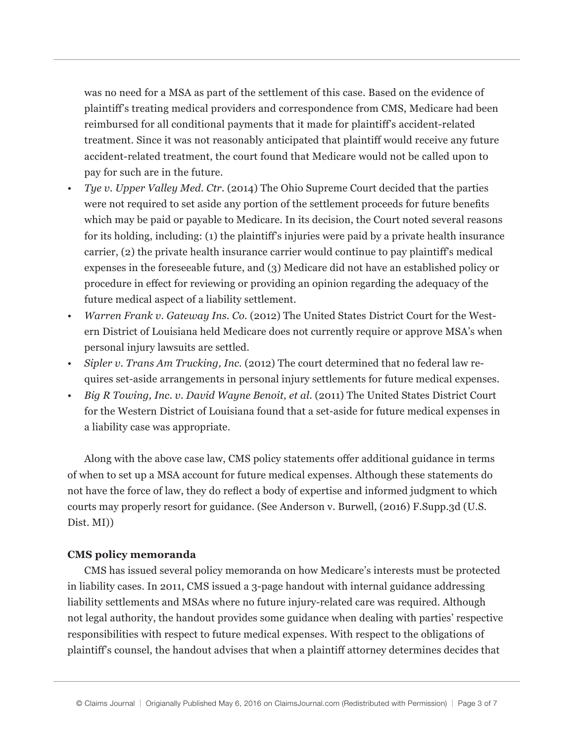was no need for a MSA as part of the settlement of this case. Based on the evidence of plaintiff's treating medical providers and correspondence from CMS, Medicare had been reimbursed for all conditional payments that it made for plaintiff's accident-related treatment. Since it was not reasonably anticipated that plaintiff would receive any future accident-related treatment, the court found that Medicare would not be called upon to pay for such are in the future.

- *Tye v. Upper Valley Med. Ctr.* (2014) The Ohio Supreme Court decided that the parties were not required to set aside any portion of the settlement proceeds for future benefits which may be paid or payable to Medicare. In its decision, the Court noted several reasons for its holding, including: (1) the plaintiff's injuries were paid by a private health insurance carrier, (2) the private health insurance carrier would continue to pay plaintiff's medical expenses in the foreseeable future, and (3) Medicare did not have an established policy or procedure in effect for reviewing or providing an opinion regarding the adequacy of the future medical aspect of a liability settlement.
- *Warren Frank v. Gateway Ins. Co.* (2012) The United States District Court for the Western District of Louisiana held Medicare does not currently require or approve MSA's when personal injury lawsuits are settled.
- *Sipler v. Trans Am Trucking, Inc.* (2012) The court determined that no federal law requires set-aside arrangements in personal injury settlements for future medical expenses.
- *Big R Towing, Inc. v. David Wayne Benoit, et al.* (2011) The United States District Court for the Western District of Louisiana found that a set-aside for future medical expenses in a liability case was appropriate.

Along with the above case law, CMS policy statements offer additional guidance in terms of when to set up a MSA account for future medical expenses. Although these statements do not have the force of law, they do reflect a body of expertise and informed judgment to which courts may properly resort for guidance. (See Anderson v. Burwell, (2016) F.Supp.3d (U.S. Dist. MI))

**CMS policy memoranda**

CMS has issued several policy memoranda on how Medicare's interests must be protected in liability cases. In 2011, CMS issued a 3-page handout with internal guidance addressing liability settlements and MSAs where no future injury-related care was required. Although not legal authority, the handout provides some guidance when dealing with parties' respective responsibilities with respect to future medical expenses. With respect to the obligations of plaintiff's counsel, the handout advises that when a plaintiff attorney determines decides that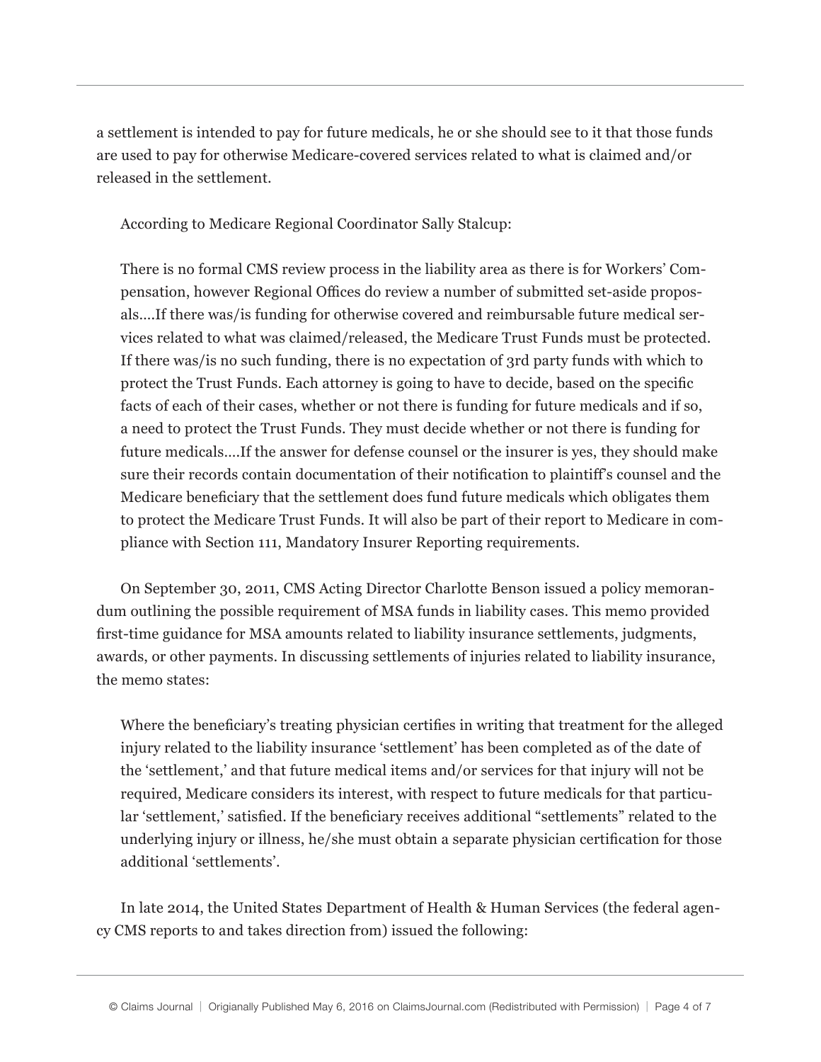a settlement is intended to pay for future medicals, he or she should see to it that those funds are used to pay for otherwise Medicare-covered services related to what is claimed and/or released in the settlement.

According to Medicare Regional Coordinator Sally Stalcup:

> There is no formal CMS review process in the liability area as there is for Workers' Compensation, however Regional Offices do review a number of submitted set-aside proposals….If there was/is funding for otherwise covered and reimbursable future medical services related to what was claimed/released, the Medicare Trust Funds must be protected. If there was/is no such funding, there is no expectation of 3rd party funds with which to protect the Trust Funds. Each attorney is going to have to decide, based on the specific facts of each of their cases, whether or not there is funding for future medicals and if so, a need to protect the Trust Funds. They must decide whether or not there is funding for future medicals….If the answer for defense counsel or the insurer is yes, they should make sure their records contain documentation of their notification to plaintiff's counsel and the Medicare beneficiary that the settlement does fund future medicals which obligates them to protect the Medicare Trust Funds. It will also be part of their report to Medicare in compliance with Section 111, Mandatory Insurer Reporting requirements.

On September 30, 2011, CMS Acting Director Charlotte Benson issued a policy memorandum outlining the possible requirement of MSA funds in liability cases. This memo provided first-time guidance for MSA amounts related to liability insurance settlements, judgments, awards, or other payments. In discussing settlements of injuries related to liability insurance, the memo states:

> Where the beneficiary's treating physician certifies in writing that treatment for the alleged injury related to the liability insurance 'settlement' has been completed as of the date of the 'settlement,' and that future medical items and/or services for that injury will not be required, Medicare considers its interest, with respect to future medicals for that particular 'settlement,' satisfied. If the beneficiary receives additional "settlements" related to the underlying injury or illness, he/she must obtain a separate physician certification for those additional 'settlements'.

In late 2014, the United States Department of Health & Human Services (the federal agency CMS reports to and takes direction from) issued the following: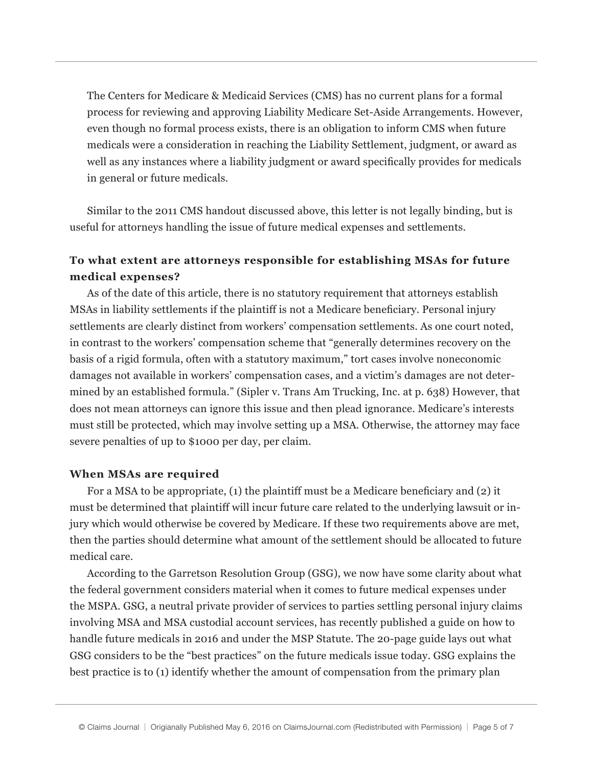> The Centers for Medicare & Medicaid Services (CMS) has no current plans for a formal process for reviewing and approving Liability Medicare Set-Aside Arrangements. However, even though no formal process exists, there is an obligation to inform CMS when future medicals were a consideration in reaching the Liability Settlement, judgment, or award as well as any instances where a liability judgment or award specifically provides for medicals in general or future medicals.

Similar to the 2011 CMS handout discussed above, this letter is not legally binding, but is useful for attorneys handling the issue of future medical expenses and settlements.

### To what extent are attorneys responsible for establishing MSAs for future medical expenses?

As of the date of this article, there is no statutory requirement that attorneys establish MSAs in liability settlements if the plaintiff is not a Medicare beneficiary. Personal injury settlements are clearly distinct from workers' compensation settlements. As one court noted, in contrast to the workers' compensation scheme that "generally determines recovery on the basis of a rigid formula, often with a statutory maximum," tort cases involve noneconomic damages not available in workers' compensation cases, and a victim's damages are not determined by an established formula." (Sipler v. Trans Am Trucking, Inc. at p. 638) However, that does not mean attorneys can ignore this issue and then plead ignorance. Medicare's interests must still be protected, which may involve setting up a MSA. Otherwise, the attorney may face severe penalties of up to $1000 per day, per claim.

### When MSAs are required

For a MSA to be appropriate, (1) the plaintiff must be a Medicare beneficiary and (2) it must be determined that plaintiff will incur future care related to the underlying lawsuit or injury which would otherwise be covered by Medicare. If these two requirements above are met, then the parties should determine what amount of the settlement should be allocated to future medical care.

According to the Garretson Resolution Group (GSG), we now have some clarity about what the federal government considers material when it comes to future medical expenses under the MSPA. GSG, a neutral private provider of services to parties settling personal injury claims involving MSA and MSA custodial account services, has recently published a guide on how to handle future medicals in 2016 and under the MSP Statute. The 20-page guide lays out what GSG considers to be the "best practices" on the future medicals issue today. GSG explains the best practice is to (1) identify whether the amount of compensation from the primary plan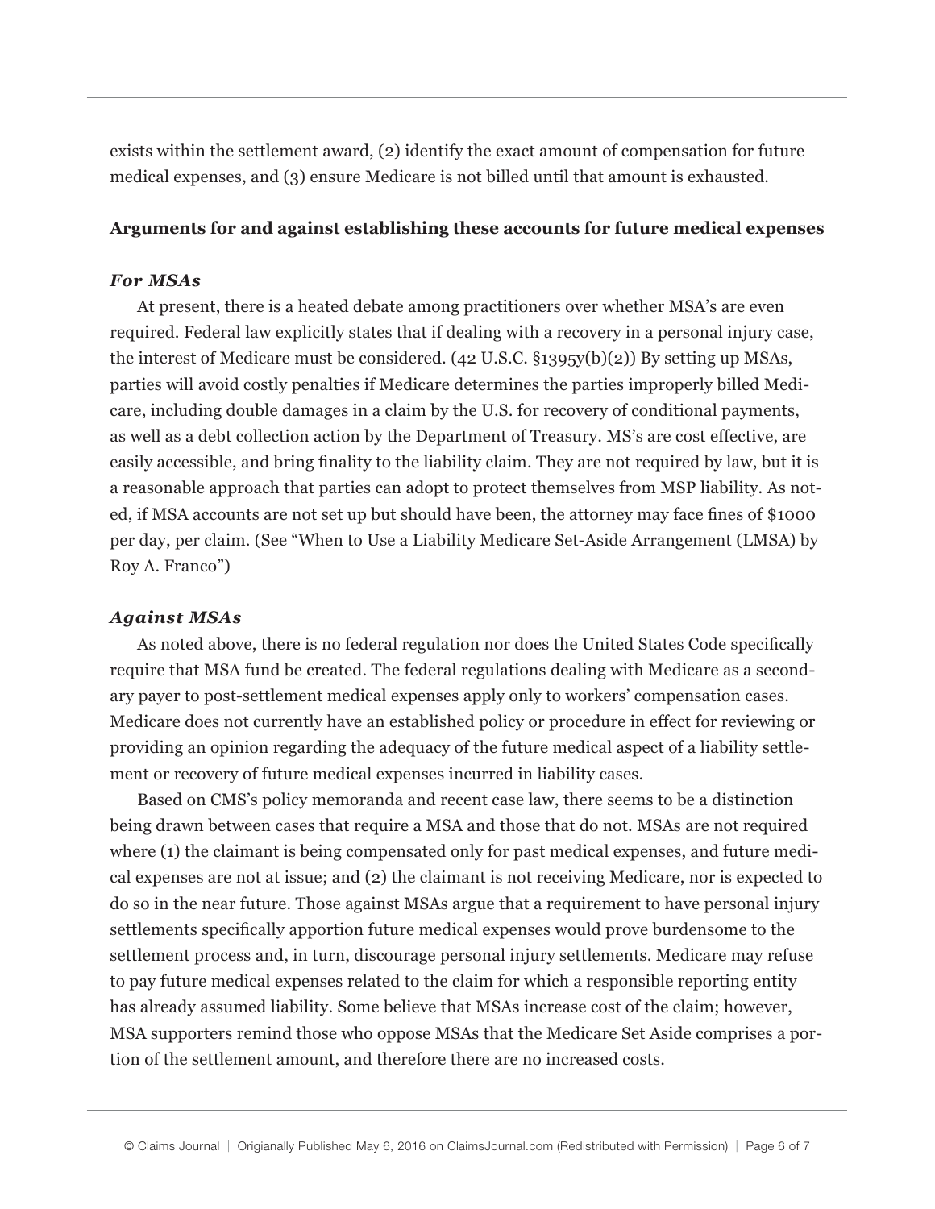exists within the settlement award, (2) identify the exact amount of compensation for future medical expenses, and (3) ensure Medicare is not billed until that amount is exhausted.

**Arguments for and against establishing these accounts for future medical expenses**

***For MSAs***

At present, there is a heated debate among practitioners over whether MSA's are even required. Federal law explicitly states that if dealing with a recovery in a personal injury case, the interest of Medicare must be considered. (42 U.S.C. §1395y(b)(2)) By setting up MSAs, parties will avoid costly penalties if Medicare determines the parties improperly billed Medicare, including double damages in a claim by the U.S. for recovery of conditional payments, as well as a debt collection action by the Department of Treasury. MS's are cost effective, are easily accessible, and bring finality to the liability claim. They are not required by law, but it is a reasonable approach that parties can adopt to protect themselves from MSP liability. As noted, if MSA accounts are not set up but should have been, the attorney may face fines of $1000 per day, per claim. (See "When to Use a Liability Medicare Set-Aside Arrangement (LMSA) by Roy A. Franco")

***Against MSAs***

As noted above, there is no federal regulation nor does the United States Code specifically require that MSA fund be created. The federal regulations dealing with Medicare as a secondary payer to post-settlement medical expenses apply only to workers' compensation cases. Medicare does not currently have an established policy or procedure in effect for reviewing or providing an opinion regarding the adequacy of the future medical aspect of a liability settlement or recovery of future medical expenses incurred in liability cases.

Based on CMS's policy memoranda and recent case law, there seems to be a distinction being drawn between cases that require a MSA and those that do not. MSAs are not required where (1) the claimant is being compensated only for past medical expenses, and future medical expenses are not at issue; and (2) the claimant is not receiving Medicare, nor is expected to do so in the near future. Those against MSAs argue that a requirement to have personal injury settlements specifically apportion future medical expenses would prove burdensome to the settlement process and, in turn, discourage personal injury settlements. Medicare may refuse to pay future medical expenses related to the claim for which a responsible reporting entity has already assumed liability. Some believe that MSAs increase cost of the claim; however, MSA supporters remind those who oppose MSAs that the Medicare Set Aside comprises a portion of the settlement amount, and therefore there are no increased costs.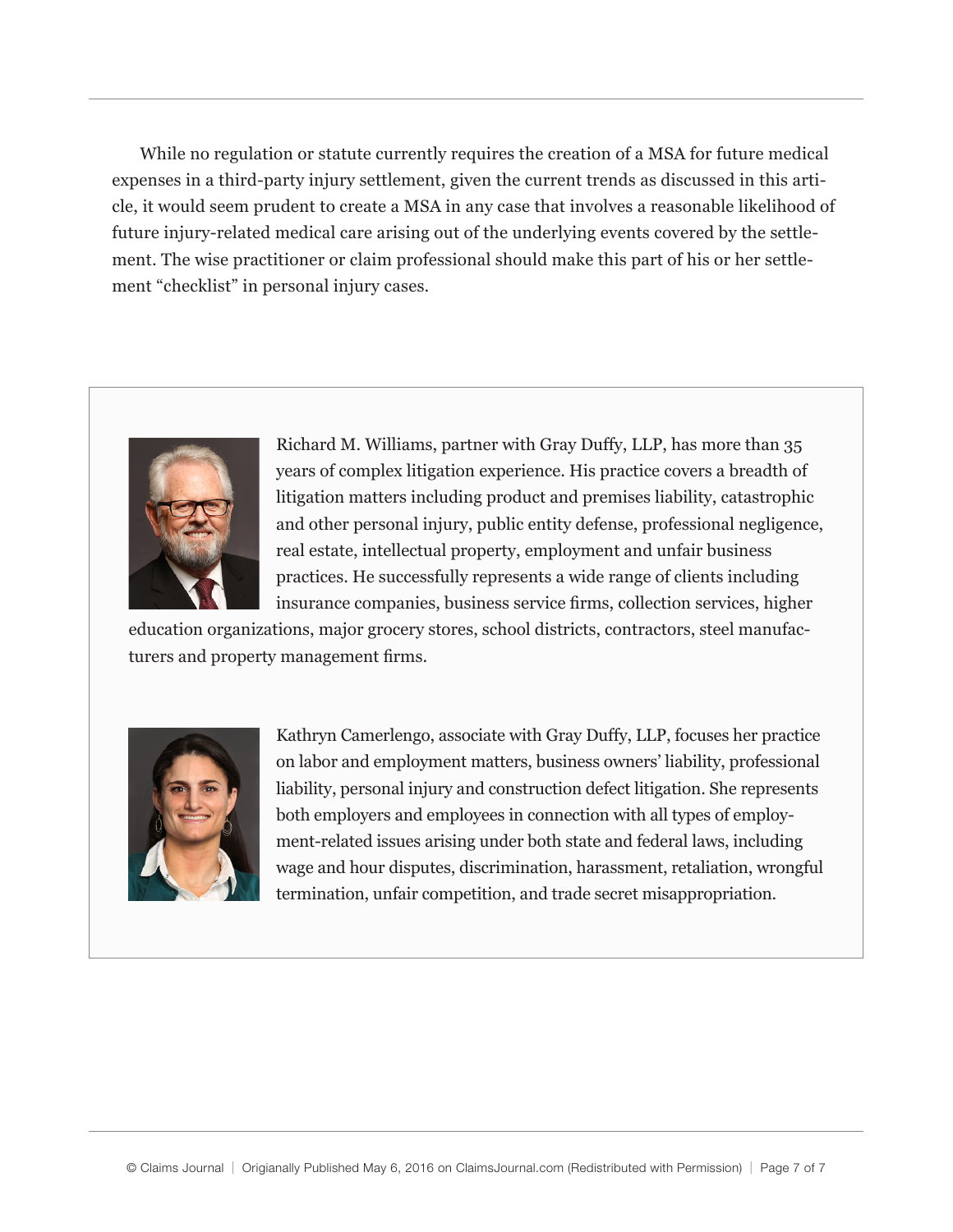While no regulation or statute currently requires the creation of a MSA for future medical expenses in a third-party injury settlement, given the current trends as discussed in this article, it would seem prudent to create a MSA in any case that involves a reasonable likelihood of future injury-related medical care arising out of the underlying events covered by the settlement. The wise practitioner or claim professional should make this part of his or her settlement "checklist" in personal injury cases.

Richard M. Williams, partner with Gray Duffy, LLP, has more than 35 years of complex litigation experience. His practice covers a breadth of litigation matters including product and premises liability, catastrophic and other personal injury, public entity defense, professional negligence, real estate, intellectual property, employment and unfair business practices. He successfully represents a wide range of clients including insurance companies, business service firms, collection services, higher education organizations, major grocery stores, school districts, contractors, steel manufacturers and property management firms.

Kathryn Camerlengo, associate with Gray Duffy, LLP, focuses her practice on labor and employment matters, business owners' liability, professional liability, personal injury and construction defect litigation. She represents both employers and employees in connection with all types of employment-related issues arising under both state and federal laws, including wage and hour disputes, discrimination, harassment, retaliation, wrongful termination, unfair competition, and trade secret misappropriation.